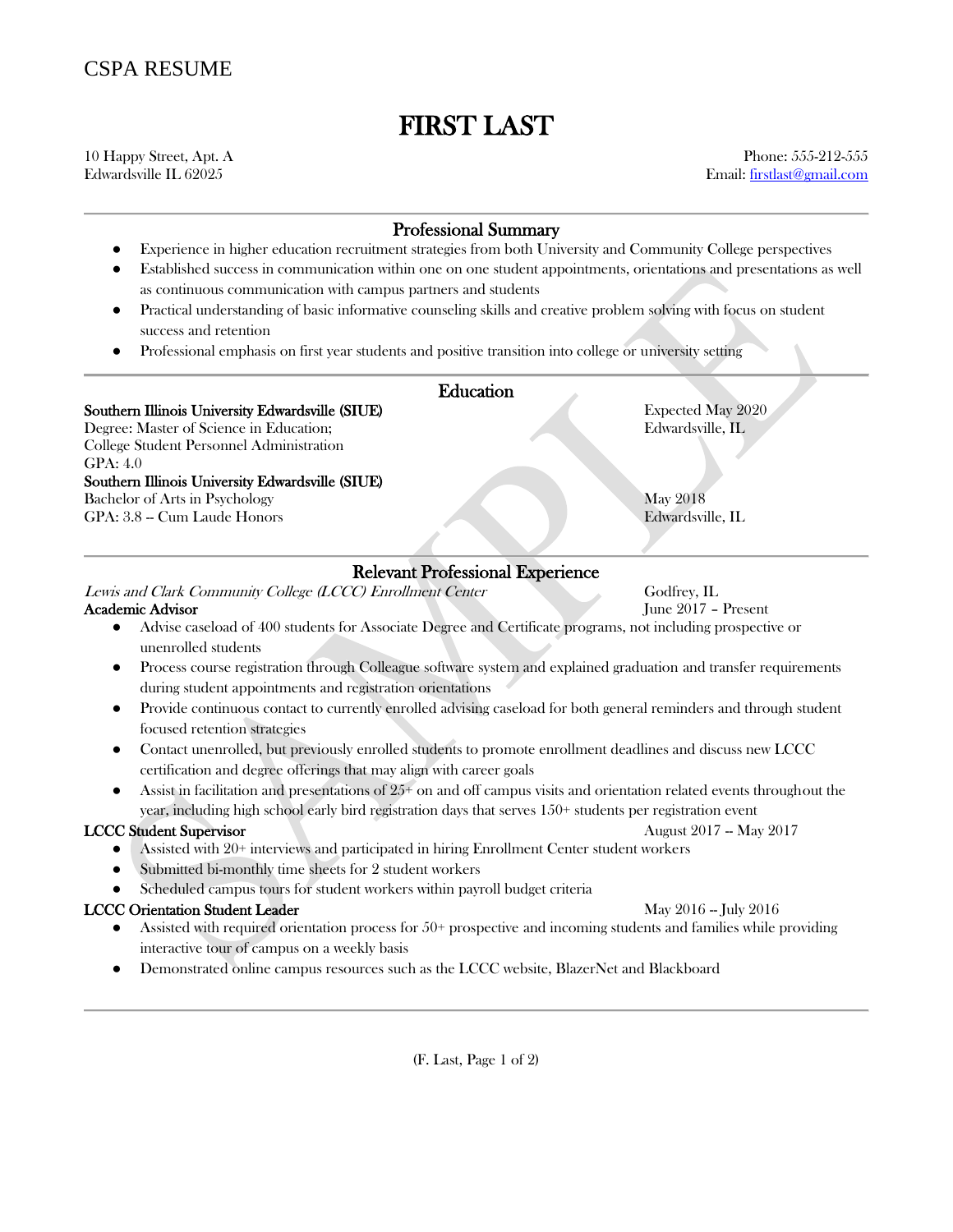CSPA RESUME

# FIRST LAST

10 Happy Street, Apt. A
Edwardsville IL 62025

Phone: 555-212-555
Email: firstlast@gmail.com

## Professional Summary

- Experience in higher education recruitment strategies from both University and Community College perspectives
- Established success in communication within one on one student appointments, orientations and presentations as well as continuous communication with campus partners and students
- Practical understanding of basic informative counseling skills and creative problem solving with focus on student success and retention
- Professional emphasis on first year students and positive transition into college or university setting

## Education

**Southern Illinois University Edwardsville (SIUE)** — Expected May 2020
Degree: Master of Science in Education; — Edwardsville, IL
College Student Personnel Administration
GPA: 4.0

**Southern Illinois University Edwardsville (SIUE)**
Bachelor of Arts in Psychology — May 2018
GPA: 3.8 -- Cum Laude Honors — Edwardsville, IL

## Relevant Professional Experience

*Lewis and Clark Community College (LCCC) Enrollment Center* — Godfrey, IL
**Academic Advisor** — June 2017 – Present

- Advise caseload of 400 students for Associate Degree and Certificate programs, not including prospective or unenrolled students
- Process course registration through Colleague software system and explained graduation and transfer requirements during student appointments and registration orientations
- Provide continuous contact to currently enrolled advising caseload for both general reminders and through student focused retention strategies
- Contact unenrolled, but previously enrolled students to promote enrollment deadlines and discuss new LCCC certification and degree offerings that may align with career goals
- Assist in facilitation and presentations of 25+ on and off campus visits and orientation related events throughout the year, including high school early bird registration days that serves 150+ students per registration event

**LCCC Student Supervisor** — August 2017 -- May 2017

- Assisted with 20+ interviews and participated in hiring Enrollment Center student workers
- Submitted bi-monthly time sheets for 2 student workers
- Scheduled campus tours for student workers within payroll budget criteria

**LCCC Orientation Student Leader** — May 2016 -- July 2016

- Assisted with required orientation process for 50+ prospective and incoming students and families while providing interactive tour of campus on a weekly basis
- Demonstrated online campus resources such as the LCCC website, BlazerNet and Blackboard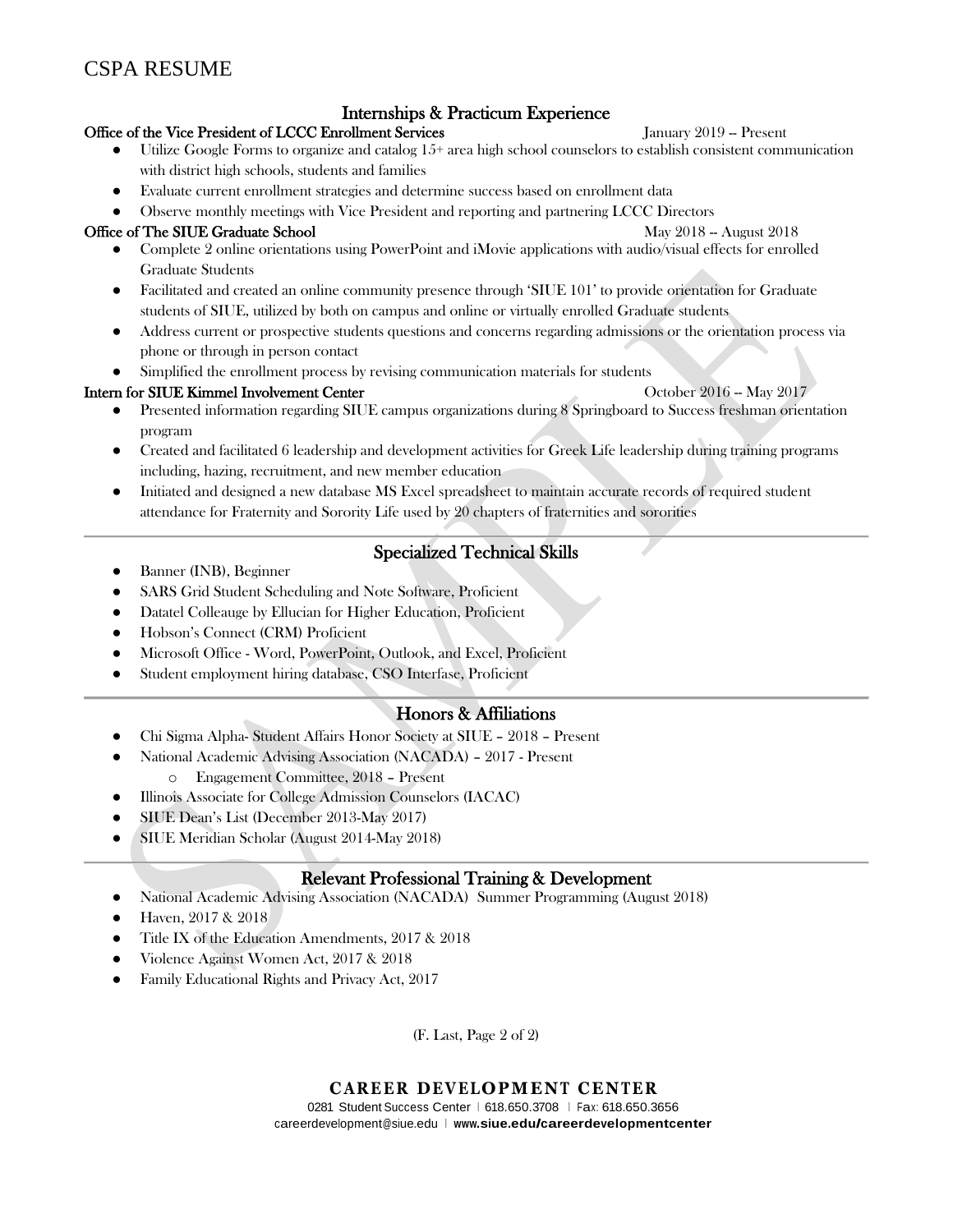# CSPA RESUME

## Internships & Practicum Experience

**Office of the Vice President of LCCC Enrollment Services** — January 2019 -- Present

- Utilize Google Forms to organize and catalog 15+ area high school counselors to establish consistent communication with district high schools, students and families
- Evaluate current enrollment strategies and determine success based on enrollment data
- Observe monthly meetings with Vice President and reporting and partnering LCCC Directors

**Office of The SIUE Graduate School** — May 2018 -- August 2018

- Complete 2 online orientations using PowerPoint and iMovie applications with audio/visual effects for enrolled Graduate Students
- Facilitated and created an online community presence through 'SIUE 101' to provide orientation for Graduate students of SIUE, utilized by both on campus and online or virtually enrolled Graduate students
- Address current or prospective students questions and concerns regarding admissions or the orientation process via phone or through in person contact
- Simplified the enrollment process by revising communication materials for students

**Intern for SIUE Kimmel Involvement Center** — October 2016 -- May 2017

- Presented information regarding SIUE campus organizations during 8 Springboard to Success freshman orientation program
- Created and facilitated 6 leadership and development activities for Greek Life leadership during training programs including, hazing, recruitment, and new member education
- Initiated and designed a new database MS Excel spreadsheet to maintain accurate records of required student attendance for Fraternity and Sorority Life used by 20 chapters of fraternities and sororities

## Specialized Technical Skills

- Banner (INB), Beginner
- SARS Grid Student Scheduling and Note Software, Proficient
- Datatel Colleauge by Ellucian for Higher Education, Proficient
- Hobson's Connect (CRM) Proficient
- Microsoft Office - Word, PowerPoint, Outlook, and Excel, Proficient
- Student employment hiring database, CSO Interfase, Proficient

## Honors & Affiliations

- Chi Sigma Alpha- Student Affairs Honor Society at SIUE – 2018 – Present
- National Academic Advising Association (NACADA) – 2017 - Present
  - Engagement Committee, 2018 – Present
- Illinois Associate for College Admission Counselors (IACAC)
- SIUE Dean's List (December 2013-May 2017)
- SIUE Meridian Scholar (August 2014-May 2018)

## Relevant Professional Training & Development

- National Academic Advising Association (NACADA) Summer Programming (August 2018)
- Haven, 2017 & 2018
- Title IX of the Education Amendments, 2017 & 2018
- Violence Against Women Act, 2017 & 2018
- Family Educational Rights and Privacy Act, 2017

(F. Last, Page 2 of 2)

**CAREER DEVELOPMENT CENTER**
0281 Student Success Center | 618.650.3708 | Fax: 618.650.3656
careerdevelopment@siue.edu | www.**siue.edu/careerdevelopmentcenter**